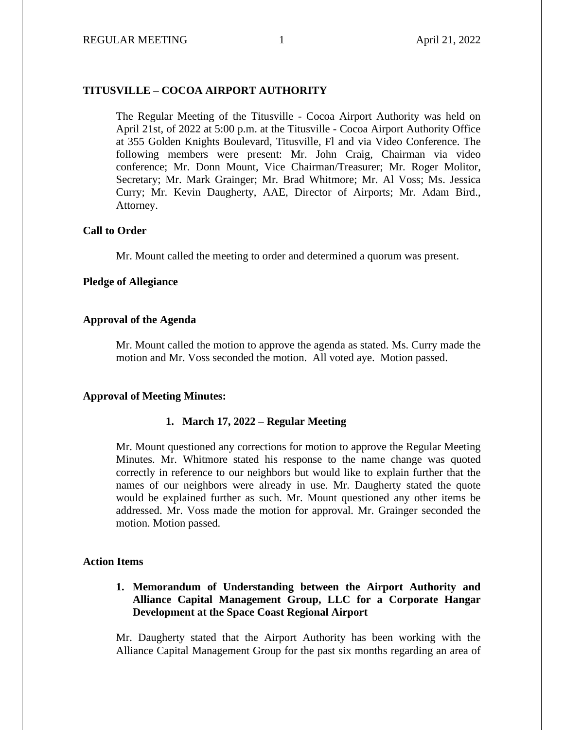## TITUSVILLE – COCOA AIRPORT AUTHORITY

The Regular Meeting of the Titusville - Cocoa Airport Authority was held on April 21st, of 2022 at 5:00 p.m. at the Titusville - Cocoa Airport Authority Office at 355 Golden Knights Boulevard, Titusville, Fl and via Video Conference. The following members were present: Mr. John Craig, Chairman via video conference; Mr. Donn Mount, Vice Chairman/Treasurer; Mr. Roger Molitor, Secretary; Mr. Mark Grainger; Mr. Brad Whitmore; Mr. Al Voss; Ms. Jessica Curry; Mr. Kevin Daugherty, AAE, Director of Airports; Mr. Adam Bird., Attorney.

### Call to Order

Mr. Mount called the meeting to order and determined a quorum was present.

### Pledge of Allegiance

### Approval of the Agenda

Mr. Mount called the motion to approve the agenda as stated. Ms. Curry made the motion and Mr. Voss seconded the motion. All voted aye. Motion passed.

### Approval of Meeting Minutes:

1. **March 17, 2022 – Regular Meeting**

Mr. Mount questioned any corrections for motion to approve the Regular Meeting Minutes. Mr. Whitmore stated his response to the name change was quoted correctly in reference to our neighbors but would like to explain further that the names of our neighbors were already in use. Mr. Daugherty stated the quote would be explained further as such. Mr. Mount questioned any other items be addressed. Mr. Voss made the motion for approval. Mr. Grainger seconded the motion. Motion passed.

### Action Items

1. **Memorandum of Understanding between the Airport Authority and Alliance Capital Management Group, LLC for a Corporate Hangar Development at the Space Coast Regional Airport**

Mr. Daugherty stated that the Airport Authority has been working with the Alliance Capital Management Group for the past six months regarding an area of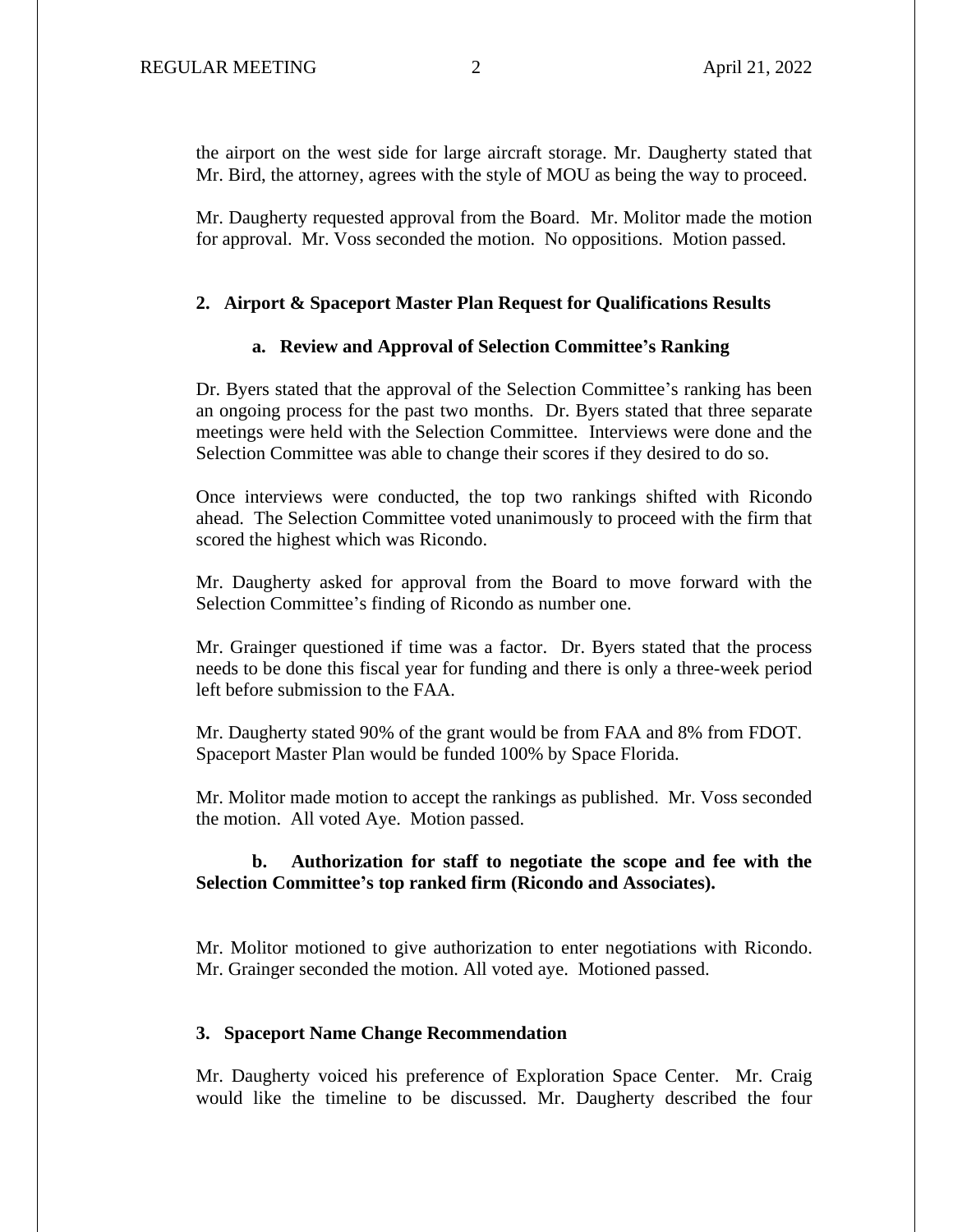the airport on the west side for large aircraft storage. Mr. Daugherty stated that Mr. Bird, the attorney, agrees with the style of MOU as being the way to proceed.

Mr. Daugherty requested approval from the Board. Mr. Molitor made the motion for approval. Mr. Voss seconded the motion. No oppositions. Motion passed.

**2. Airport & Spaceport Master Plan Request for Qualifications Results**

**a. Review and Approval of Selection Committee's Ranking**

Dr. Byers stated that the approval of the Selection Committee's ranking has been an ongoing process for the past two months. Dr. Byers stated that three separate meetings were held with the Selection Committee. Interviews were done and the Selection Committee was able to change their scores if they desired to do so.

Once interviews were conducted, the top two rankings shifted with Ricondo ahead. The Selection Committee voted unanimously to proceed with the firm that scored the highest which was Ricondo.

Mr. Daugherty asked for approval from the Board to move forward with the Selection Committee's finding of Ricondo as number one.

Mr. Grainger questioned if time was a factor. Dr. Byers stated that the process needs to be done this fiscal year for funding and there is only a three-week period left before submission to the FAA.

Mr. Daugherty stated 90% of the grant would be from FAA and 8% from FDOT. Spaceport Master Plan would be funded 100% by Space Florida.

Mr. Molitor made motion to accept the rankings as published. Mr. Voss seconded the motion. All voted Aye. Motion passed.

**b. Authorization for staff to negotiate the scope and fee with the Selection Committee's top ranked firm (Ricondo and Associates).**

Mr. Molitor motioned to give authorization to enter negotiations with Ricondo. Mr. Grainger seconded the motion. All voted aye. Motioned passed.

**3. Spaceport Name Change Recommendation**

Mr. Daugherty voiced his preference of Exploration Space Center. Mr. Craig would like the timeline to be discussed. Mr. Daugherty described the four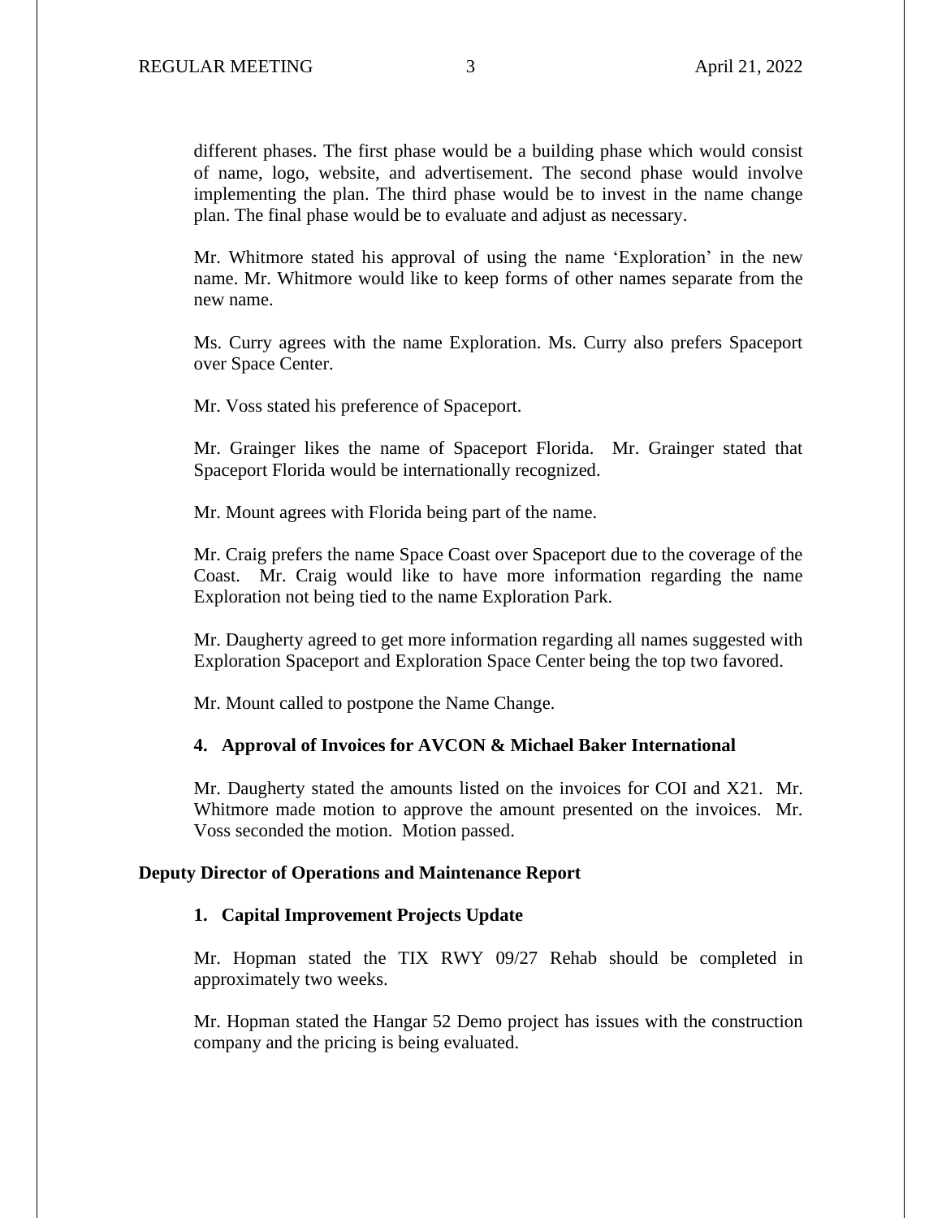different phases. The first phase would be a building phase which would consist of name, logo, website, and advertisement. The second phase would involve implementing the plan. The third phase would be to invest in the name change plan. The final phase would be to evaluate and adjust as necessary.

Mr. Whitmore stated his approval of using the name 'Exploration' in the new name. Mr. Whitmore would like to keep forms of other names separate from the new name.

Ms. Curry agrees with the name Exploration. Ms. Curry also prefers Spaceport over Space Center.

Mr. Voss stated his preference of Spaceport.

Mr. Grainger likes the name of Spaceport Florida. Mr. Grainger stated that Spaceport Florida would be internationally recognized.

Mr. Mount agrees with Florida being part of the name.

Mr. Craig prefers the name Space Coast over Spaceport due to the coverage of the Coast. Mr. Craig would like to have more information regarding the name Exploration not being tied to the name Exploration Park.

Mr. Daugherty agreed to get more information regarding all names suggested with Exploration Spaceport and Exploration Space Center being the top two favored.

Mr. Mount called to postpone the Name Change.

### 4. Approval of Invoices for AVCON & Michael Baker International

Mr. Daugherty stated the amounts listed on the invoices for COI and X21. Mr. Whitmore made motion to approve the amount presented on the invoices. Mr. Voss seconded the motion. Motion passed.

## Deputy Director of Operations and Maintenance Report

### 1. Capital Improvement Projects Update

Mr. Hopman stated the TIX RWY 09/27 Rehab should be completed in approximately two weeks.

Mr. Hopman stated the Hangar 52 Demo project has issues with the construction company and the pricing is being evaluated.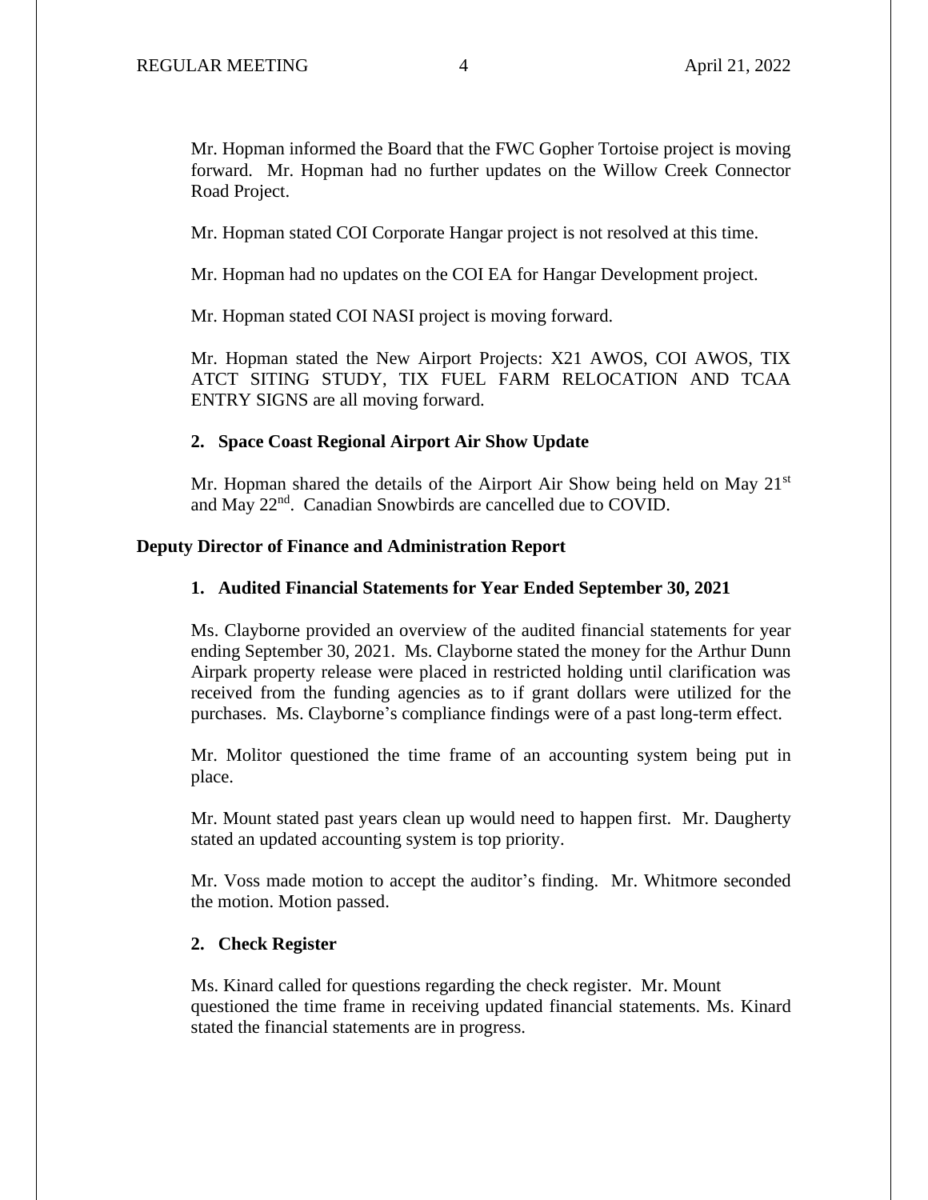Mr. Hopman informed the Board that the FWC Gopher Tortoise project is moving forward. Mr. Hopman had no further updates on the Willow Creek Connector Road Project.

Mr. Hopman stated COI Corporate Hangar project is not resolved at this time.

Mr. Hopman had no updates on the COI EA for Hangar Development project.

Mr. Hopman stated COI NASI project is moving forward.

Mr. Hopman stated the New Airport Projects: X21 AWOS, COI AWOS, TIX ATCT SITING STUDY, TIX FUEL FARM RELOCATION AND TCAA ENTRY SIGNS are all moving forward.

**2. Space Coast Regional Airport Air Show Update**

Mr. Hopman shared the details of the Airport Air Show being held on May 21st and May 22nd. Canadian Snowbirds are cancelled due to COVID.

**Deputy Director of Finance and Administration Report**

**1. Audited Financial Statements for Year Ended September 30, 2021**

Ms. Clayborne provided an overview of the audited financial statements for year ending September 30, 2021. Ms. Clayborne stated the money for the Arthur Dunn Airpark property release were placed in restricted holding until clarification was received from the funding agencies as to if grant dollars were utilized for the purchases. Ms. Clayborne's compliance findings were of a past long-term effect.

Mr. Molitor questioned the time frame of an accounting system being put in place.

Mr. Mount stated past years clean up would need to happen first. Mr. Daugherty stated an updated accounting system is top priority.

Mr. Voss made motion to accept the auditor's finding. Mr. Whitmore seconded the motion. Motion passed.

**2. Check Register**

Ms. Kinard called for questions regarding the check register. Mr. Mount questioned the time frame in receiving updated financial statements. Ms. Kinard stated the financial statements are in progress.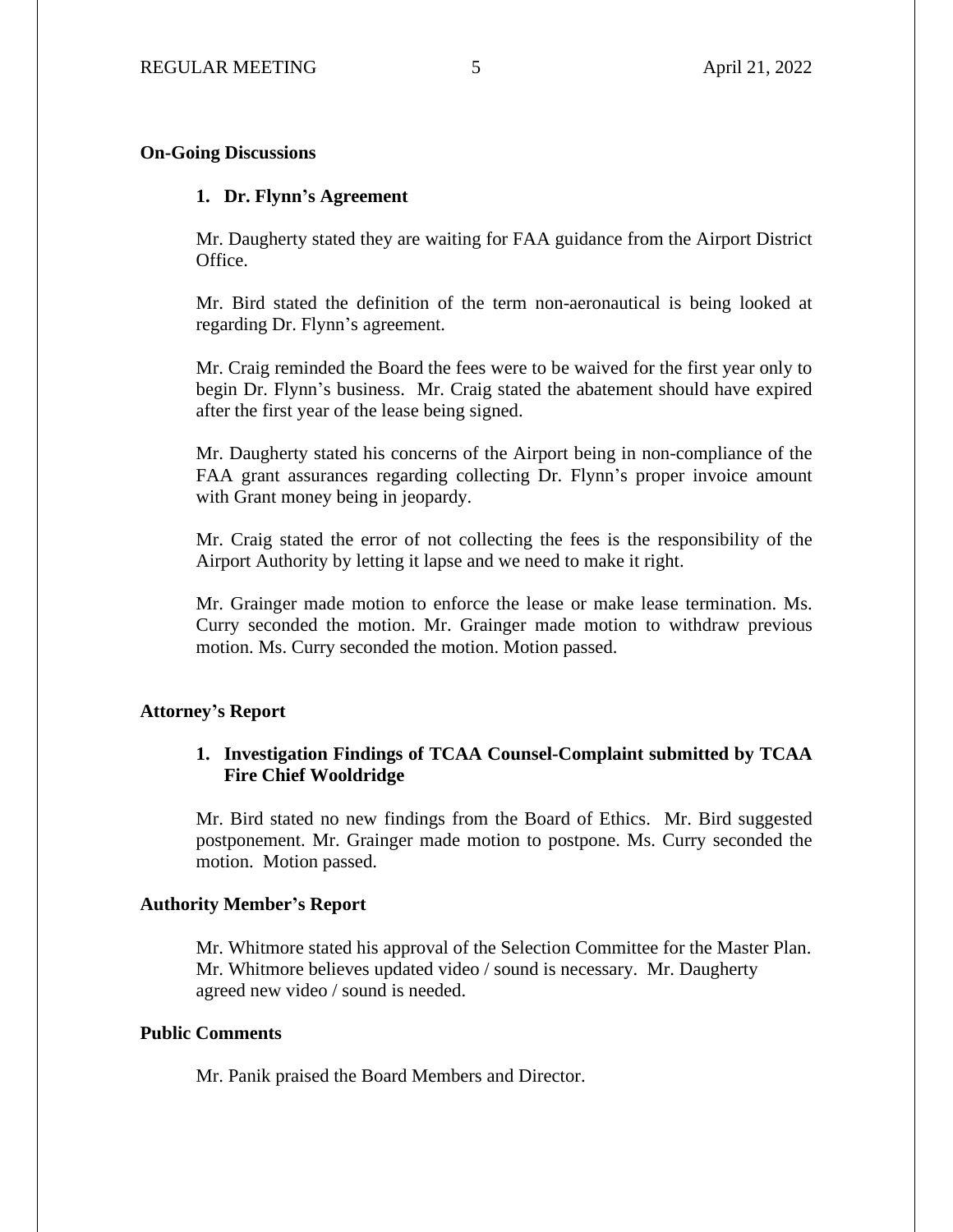**On-Going Discussions**

**1. Dr. Flynn's Agreement**

Mr. Daugherty stated they are waiting for FAA guidance from the Airport District Office.

Mr. Bird stated the definition of the term non-aeronautical is being looked at regarding Dr. Flynn's agreement.

Mr. Craig reminded the Board the fees were to be waived for the first year only to begin Dr. Flynn's business. Mr. Craig stated the abatement should have expired after the first year of the lease being signed.

Mr. Daugherty stated his concerns of the Airport being in non-compliance of the FAA grant assurances regarding collecting Dr. Flynn's proper invoice amount with Grant money being in jeopardy.

Mr. Craig stated the error of not collecting the fees is the responsibility of the Airport Authority by letting it lapse and we need to make it right.

Mr. Grainger made motion to enforce the lease or make lease termination. Ms. Curry seconded the motion. Mr. Grainger made motion to withdraw previous motion. Ms. Curry seconded the motion. Motion passed.

**Attorney's Report**

**1. Investigation Findings of TCAA Counsel-Complaint submitted by TCAA Fire Chief Wooldridge**

Mr. Bird stated no new findings from the Board of Ethics. Mr. Bird suggested postponement. Mr. Grainger made motion to postpone. Ms. Curry seconded the motion. Motion passed.

**Authority Member's Report**

Mr. Whitmore stated his approval of the Selection Committee for the Master Plan. Mr. Whitmore believes updated video / sound is necessary. Mr. Daugherty agreed new video / sound is needed.

**Public Comments**

Mr. Panik praised the Board Members and Director.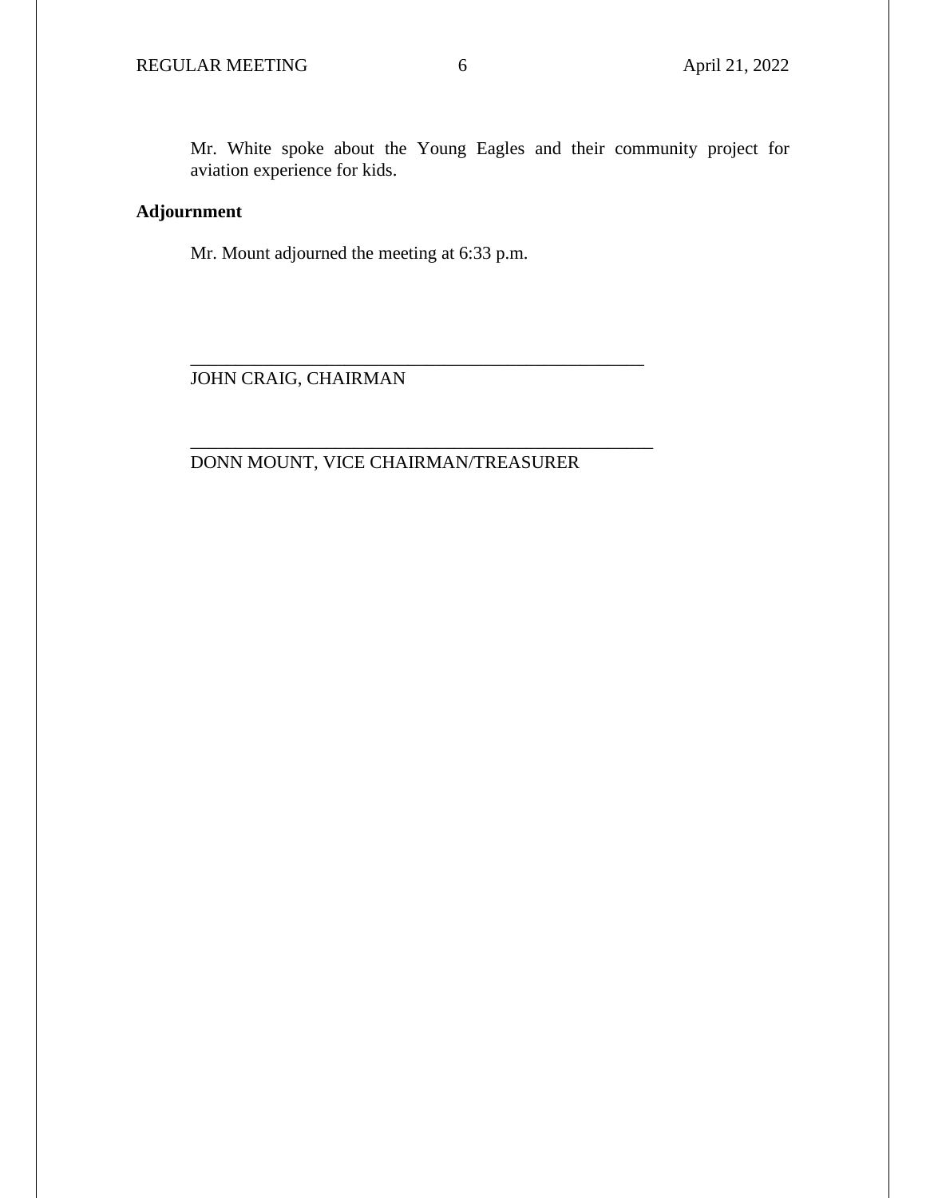Mr. White spoke about the Young Eagles and their community project for aviation experience for kids.

**Adjournment**

Mr. Mount adjourned the meeting at 6:33 p.m.

_____________________________________________________

JOHN CRAIG, CHAIRMAN

______________________________________________________

DONN MOUNT, VICE CHAIRMAN/TREASURER